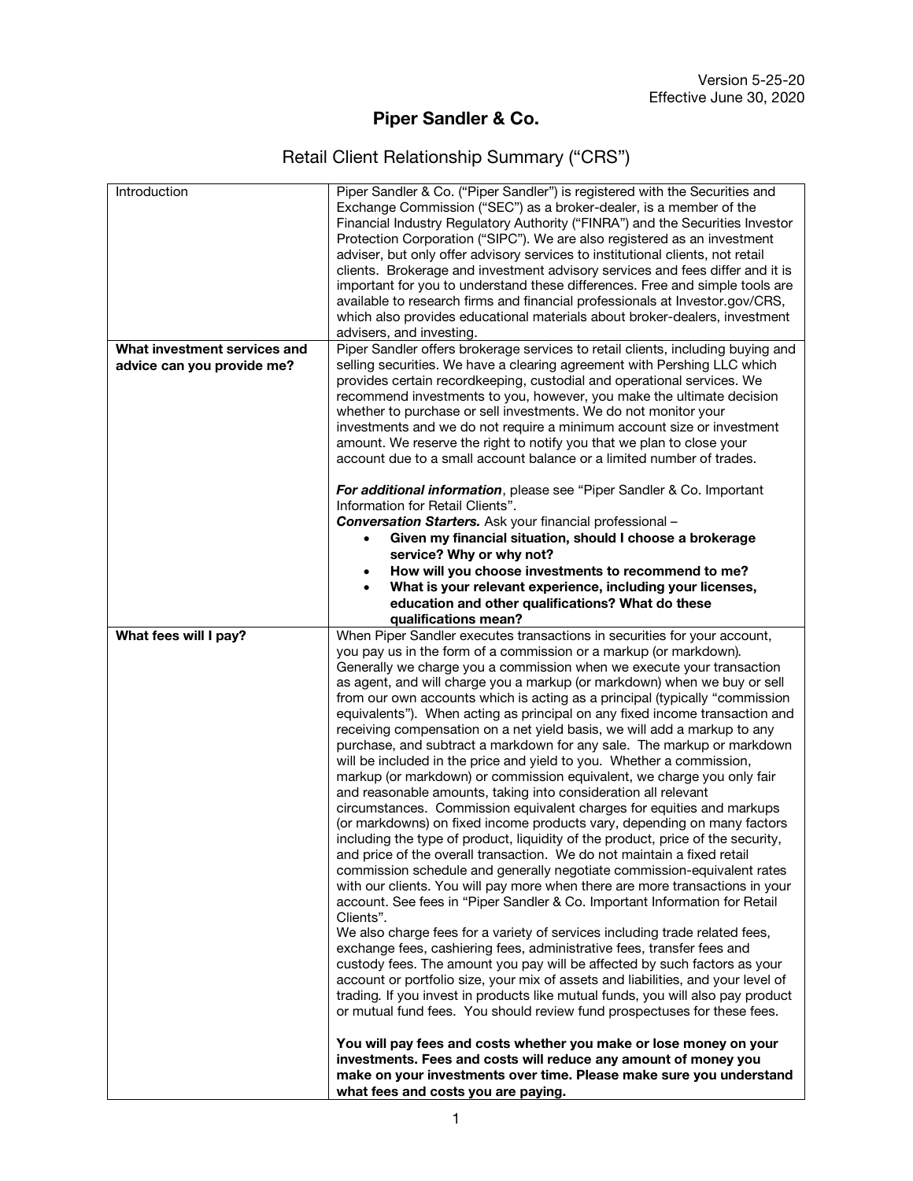Version 5-25-20
Effective June 30, 2020

# Piper Sandler & Co.

## Retail Client Relationship Summary ("CRS")

| | |
|---|---|
| Introduction | Piper Sandler & Co. ("Piper Sandler") is registered with the Securities and Exchange Commission ("SEC") as a broker-dealer, is a member of the Financial Industry Regulatory Authority ("FINRA") and the Securities Investor Protection Corporation ("SIPC"). We are also registered as an investment adviser, but only offer advisory services to institutional clients, not retail clients. Brokerage and investment advisory services and fees differ and it is important for you to understand these differences. Free and simple tools are available to research firms and financial professionals at Investor.gov/CRS, which also provides educational materials about broker-dealers, investment advisers, and investing. |
| **What investment services and advice can you provide me?** | Piper Sandler offers brokerage services to retail clients, including buying and selling securities. We have a clearing agreement with Pershing LLC which provides certain recordkeeping, custodial and operational services. We recommend investments to you, however, you make the ultimate decision whether to purchase or sell investments. We do not monitor your investments and we do not require a minimum account size or investment amount. We reserve the right to notify you that we plan to close your account due to a small account balance or a limited number of trades.<br><br>***For additional information***, please see "Piper Sandler & Co. Important Information for Retail Clients".<br>***Conversation Starters.*** Ask your financial professional –<br>• **Given my financial situation, should I choose a brokerage service? Why or why not?**<br>• **How will you choose investments to recommend to me?**<br>• **What is your relevant experience, including your licenses, education and other qualifications? What do these qualifications mean?** |
| **What fees will I pay?** | When Piper Sandler executes transactions in securities for your account, you pay us in the form of a commission or a markup (or markdown). Generally we charge you a commission when we execute your transaction as agent, and will charge you a markup (or markdown) when we buy or sell from our own accounts which is acting as a principal (typically "commission equivalents"). When acting as principal on any fixed income transaction and receiving compensation on a net yield basis, we will add a markup to any purchase, and subtract a markdown for any sale. The markup or markdown will be included in the price and yield to you. Whether a commission, markup (or markdown) or commission equivalent, we charge you only fair and reasonable amounts, taking into consideration all relevant circumstances. Commission equivalent charges for equities and markups (or markdowns) on fixed income products vary, depending on many factors including the type of product, liquidity of the product, price of the security, and price of the overall transaction. We do not maintain a fixed retail commission schedule and generally negotiate commission-equivalent rates with our clients. You will pay more when there are more transactions in your account. See fees in "Piper Sandler & Co. Important Information for Retail Clients".<br>We also charge fees for a variety of services including trade related fees, exchange fees, cashiering fees, administrative fees, transfer fees and custody fees. The amount you pay will be affected by such factors as your account or portfolio size, your mix of assets and liabilities, and your level of trading. If you invest in products like mutual funds, you will also pay product or mutual fund fees. You should review fund prospectuses for these fees.<br><br>**You will pay fees and costs whether you make or lose money on your investments. Fees and costs will reduce any amount of money you make on your investments over time. Please make sure you understand what fees and costs you are paying.** |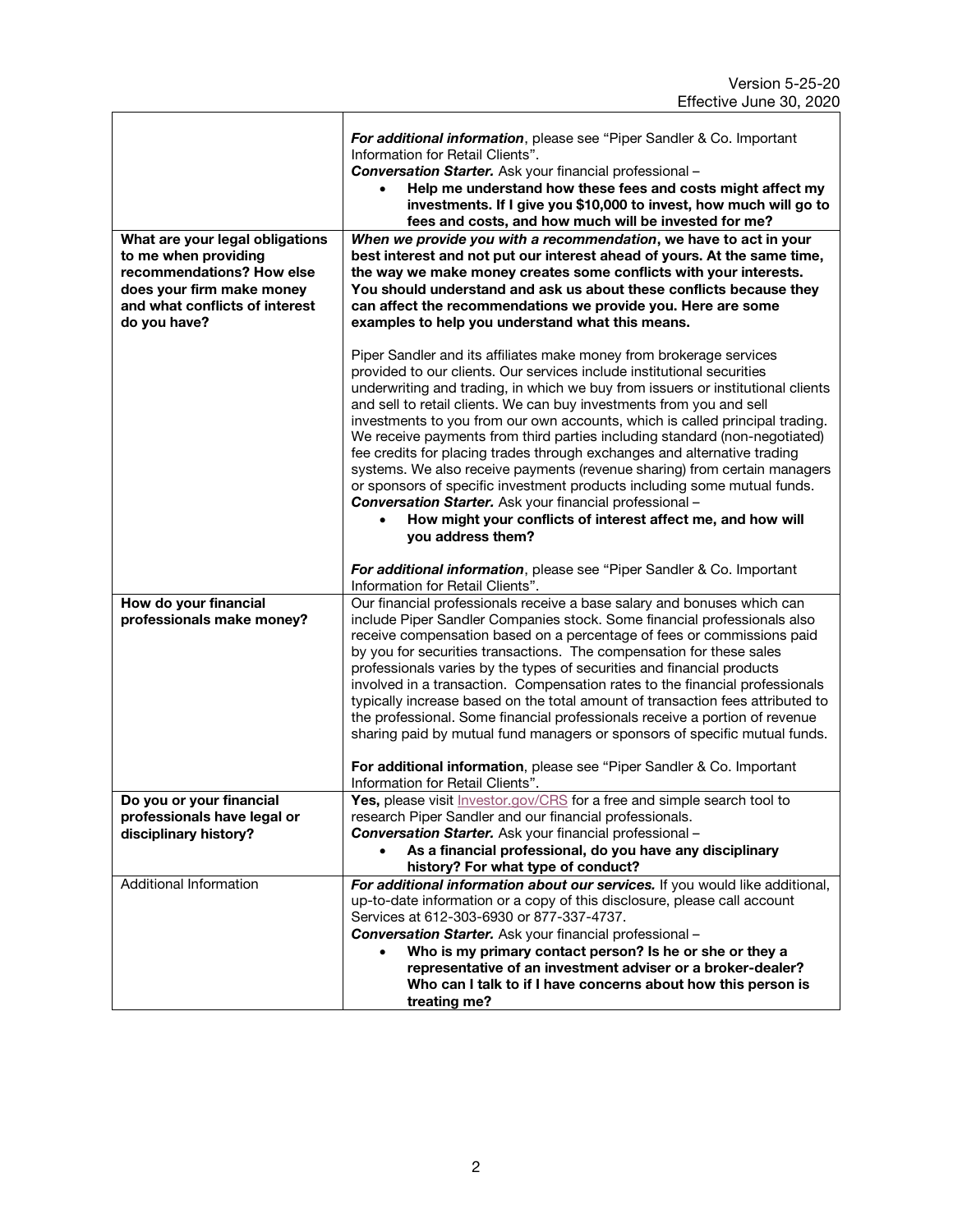Version 5-25-20
Effective June 30, 2020

| | |
|---|---|
| | ***For additional information***, please see "Piper Sandler & Co. Important Information for Retail Clients".<br>***Conversation Starter.*** Ask your financial professional –<br>• **Help me understand how these fees and costs might affect my investments. If I give you $10,000 to invest, how much will go to fees and costs, and how much will be invested for me?** |
| **What are your legal obligations to me when providing recommendations? How else does your firm make money and what conflicts of interest do you have?** | ***When we provide you with a recommendation*, we have to act in your best interest and not put our interest ahead of yours. At the same time, the way we make money creates some conflicts with your interests. You should understand and ask us about these conflicts because they can affect the recommendations we provide you. Here are some examples to help you understand what this means.**<br><br>Piper Sandler and its affiliates make money from brokerage services provided to our clients. Our services include institutional securities underwriting and trading, in which we buy from issuers or institutional clients and sell to retail clients. We can buy investments from you and sell investments to you from our own accounts, which is called principal trading. We receive payments from third parties including standard (non-negotiated) fee credits for placing trades through exchanges and alternative trading systems. We also receive payments (revenue sharing) from certain managers or sponsors of specific investment products including some mutual funds.<br>***Conversation Starter.*** Ask your financial professional –<br>• **How might your conflicts of interest affect me, and how will you address them?**<br><br>***For additional information***, please see "Piper Sandler & Co. Important Information for Retail Clients". |
| **How do your financial professionals make money?** | Our financial professionals receive a base salary and bonuses which can include Piper Sandler Companies stock. Some financial professionals also receive compensation based on a percentage of fees or commissions paid by you for securities transactions. The compensation for these sales professionals varies by the types of securities and financial products involved in a transaction. Compensation rates to the financial professionals typically increase based on the total amount of transaction fees attributed to the professional. Some financial professionals receive a portion of revenue sharing paid by mutual fund managers or sponsors of specific mutual funds.<br><br>**For additional information**, please see "Piper Sandler & Co. Important Information for Retail Clients". |
| **Do you or your financial professionals have legal or disciplinary history?** | **Yes,** please visit Investor.gov/CRS for a free and simple search tool to research Piper Sandler and our financial professionals.<br>***Conversation Starter.*** Ask your financial professional –<br>• **As a financial professional, do you have any disciplinary history? For what type of conduct?** |
| Additional Information | ***For additional information about our services.*** If you would like additional, up-to-date information or a copy of this disclosure, please call account Services at 612-303-6930 or 877-337-4737.<br>***Conversation Starter.*** Ask your financial professional –<br>• **Who is my primary contact person? Is he or she or they a representative of an investment adviser or a broker-dealer? Who can I talk to if I have concerns about how this person is treating me?** |